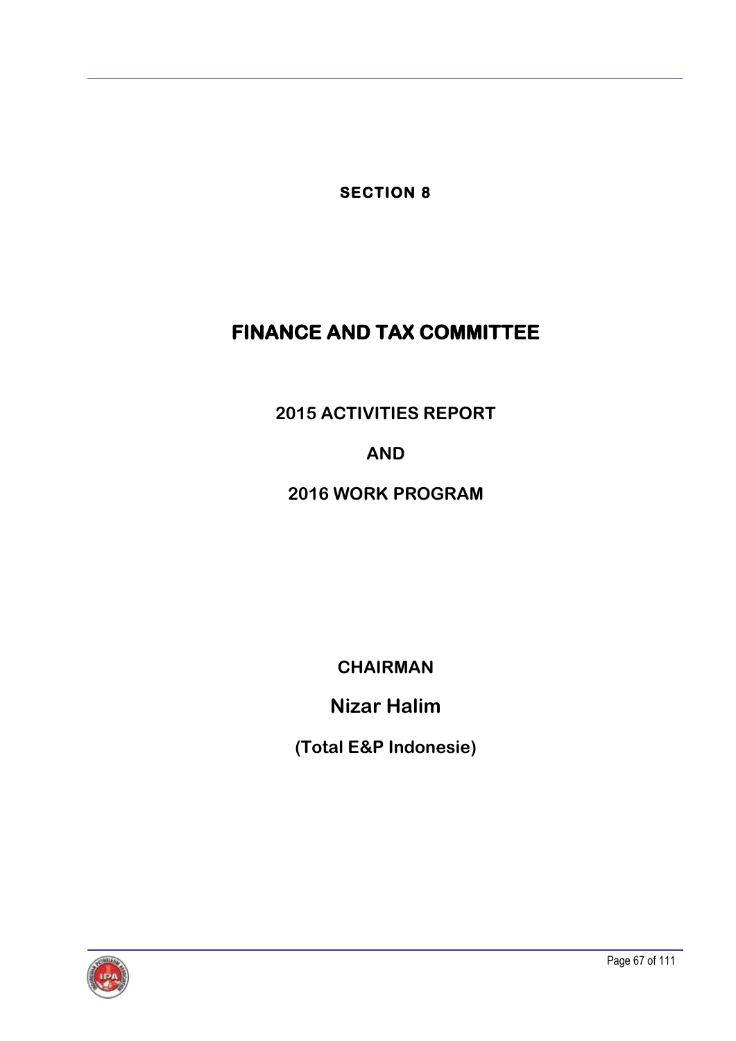**SECTION 8**

# FINANCE AND TAX COMMITTEE

## 2015 ACTIVITIES REPORT

## AND

## 2016 WORK PROGRAM

**CHAIRMAN**

**Nizar Halim**

**(Total E&P Indonesie)**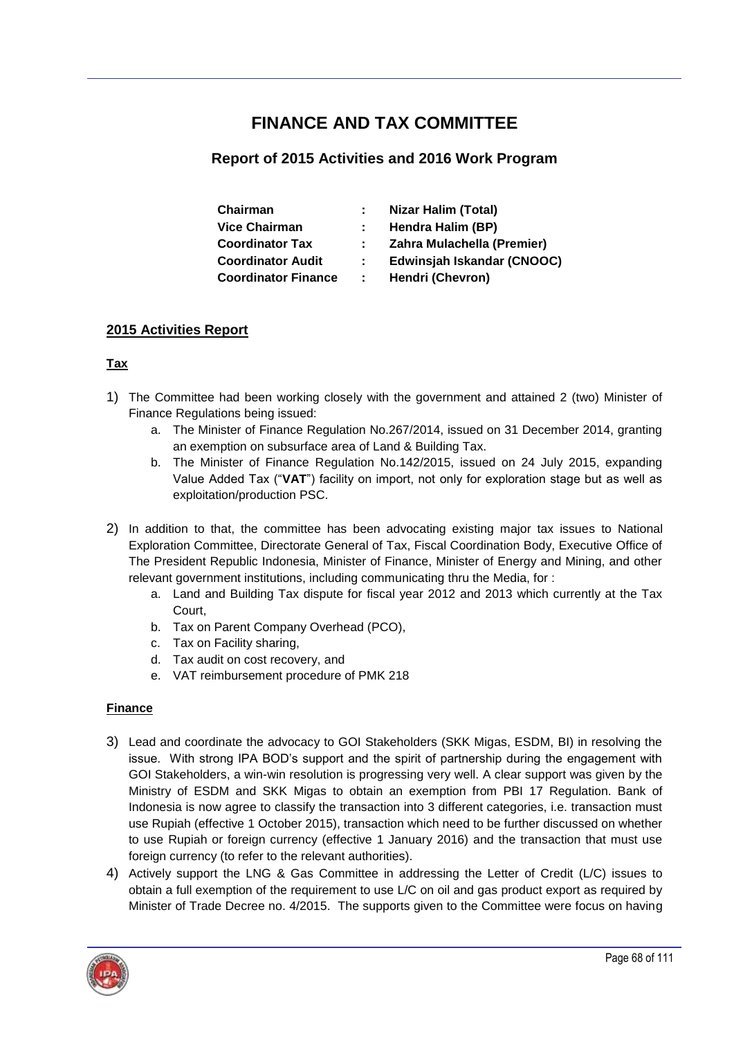# FINANCE AND TAX COMMITTEE

## Report of 2015 Activities and 2016 Work Program

| | | |
|---|---|---|
| **Chairman** | : | **Nizar Halim (Total)** |
| **Vice Chairman** | : | **Hendra Halim (BP)** |
| **Coordinator Tax** | : | **Zahra Mulachella (Premier)** |
| **Coordinator Audit** | : | **Edwinsjah Iskandar (CNOOC)** |
| **Coordinator Finance** | : | **Hendri (Chevron)** |

### <u>2015 Activities Report</u>

#### <u>Tax</u>

1) The Committee had been working closely with the government and attained 2 (two) Minister of Finance Regulations being issued:
   a. The Minister of Finance Regulation No.267/2014, issued on 31 December 2014, granting an exemption on subsurface area of Land & Building Tax.
   b. The Minister of Finance Regulation No.142/2015, issued on 24 July 2015, expanding Value Added Tax ("**VAT**") facility on import, not only for exploration stage but as well as exploitation/production PSC.

2) In addition to that, the committee has been advocating existing major tax issues to National Exploration Committee, Directorate General of Tax, Fiscal Coordination Body, Executive Office of The President Republic Indonesia, Minister of Finance, Minister of Energy and Mining, and other relevant government institutions, including communicating thru the Media, for :
   a. Land and Building Tax dispute for fiscal year 2012 and 2013 which currently at the Tax Court,
   b. Tax on Parent Company Overhead (PCO),
   c. Tax on Facility sharing,
   d. Tax audit on cost recovery, and
   e. VAT reimbursement procedure of PMK 218

#### <u>Finance</u>

3) Lead and coordinate the advocacy to GOI Stakeholders (SKK Migas, ESDM, BI) in resolving the issue. With strong IPA BOD's support and the spirit of partnership during the engagement with GOI Stakeholders, a win-win resolution is progressing very well. A clear support was given by the Ministry of ESDM and SKK Migas to obtain an exemption from PBI 17 Regulation. Bank of Indonesia is now agree to classify the transaction into 3 different categories, i.e. transaction must use Rupiah (effective 1 October 2015), transaction which need to be further discussed on whether to use Rupiah or foreign currency (effective 1 January 2016) and the transaction that must use foreign currency (to refer to the relevant authorities).

4) Actively support the LNG & Gas Committee in addressing the Letter of Credit (L/C) issues to obtain a full exemption of the requirement to use L/C on oil and gas product export as required by Minister of Trade Decree no. 4/2015. The supports given to the Committee were focus on having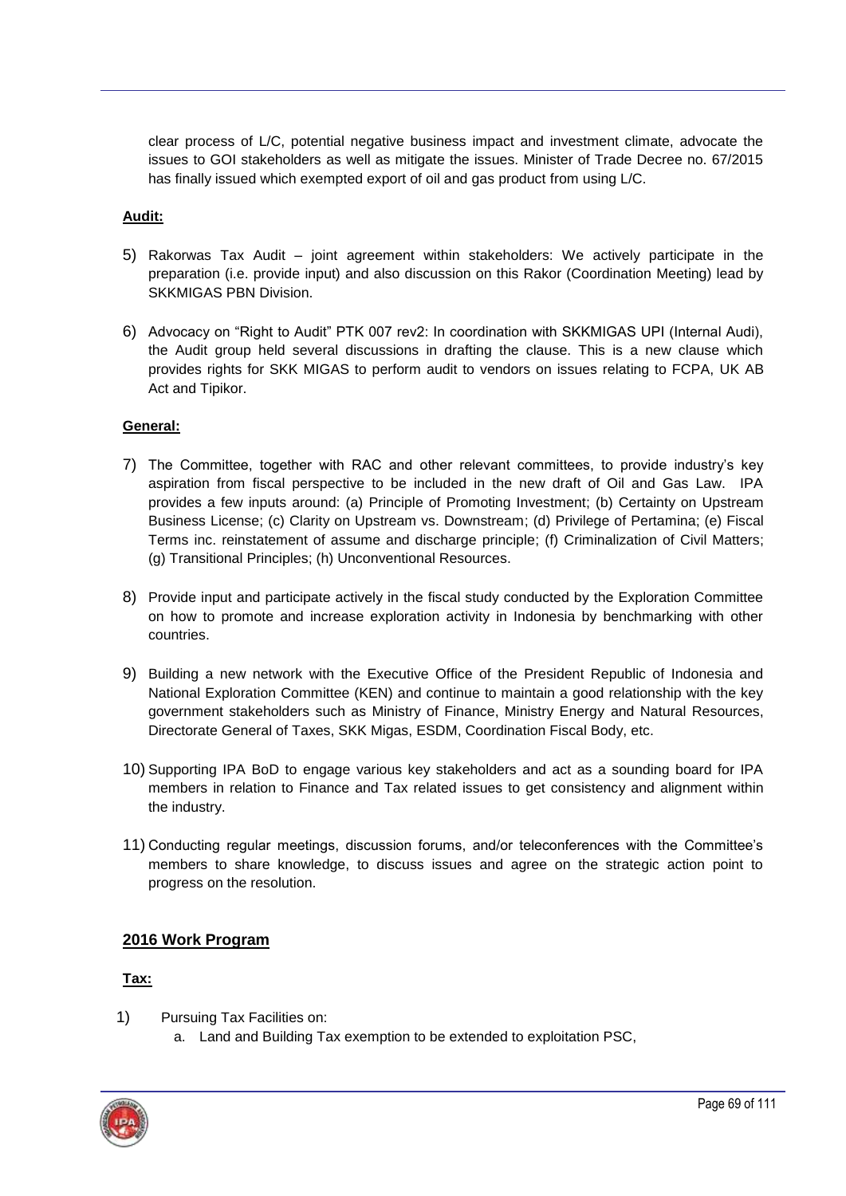clear process of L/C, potential negative business impact and investment climate, advocate the issues to GOI stakeholders as well as mitigate the issues. Minister of Trade Decree no. 67/2015 has finally issued which exempted export of oil and gas product from using L/C.

**Audit:**

5) Rakorwas Tax Audit – joint agreement within stakeholders: We actively participate in the preparation (i.e. provide input) and also discussion on this Rakor (Coordination Meeting) lead by SKKMIGAS PBN Division.

6) Advocacy on "Right to Audit" PTK 007 rev2: In coordination with SKKMIGAS UPI (Internal Audi), the Audit group held several discussions in drafting the clause. This is a new clause which provides rights for SKK MIGAS to perform audit to vendors on issues relating to FCPA, UK AB Act and Tipikor.

**General:**

7) The Committee, together with RAC and other relevant committees, to provide industry's key aspiration from fiscal perspective to be included in the new draft of Oil and Gas Law. IPA provides a few inputs around: (a) Principle of Promoting Investment; (b) Certainty on Upstream Business License; (c) Clarity on Upstream vs. Downstream; (d) Privilege of Pertamina; (e) Fiscal Terms inc. reinstatement of assume and discharge principle; (f) Criminalization of Civil Matters; (g) Transitional Principles; (h) Unconventional Resources.

8) Provide input and participate actively in the fiscal study conducted by the Exploration Committee on how to promote and increase exploration activity in Indonesia by benchmarking with other countries.

9) Building a new network with the Executive Office of the President Republic of Indonesia and National Exploration Committee (KEN) and continue to maintain a good relationship with the key government stakeholders such as Ministry of Finance, Ministry Energy and Natural Resources, Directorate General of Taxes, SKK Migas, ESDM, Coordination Fiscal Body, etc.

10) Supporting IPA BoD to engage various key stakeholders and act as a sounding board for IPA members in relation to Finance and Tax related issues to get consistency and alignment within the industry.

11) Conducting regular meetings, discussion forums, and/or teleconferences with the Committee's members to share knowledge, to discuss issues and agree on the strategic action point to progress on the resolution.

## 2016 Work Program

**Tax:**

1) Pursuing Tax Facilities on:
   a. Land and Building Tax exemption to be extended to exploitation PSC,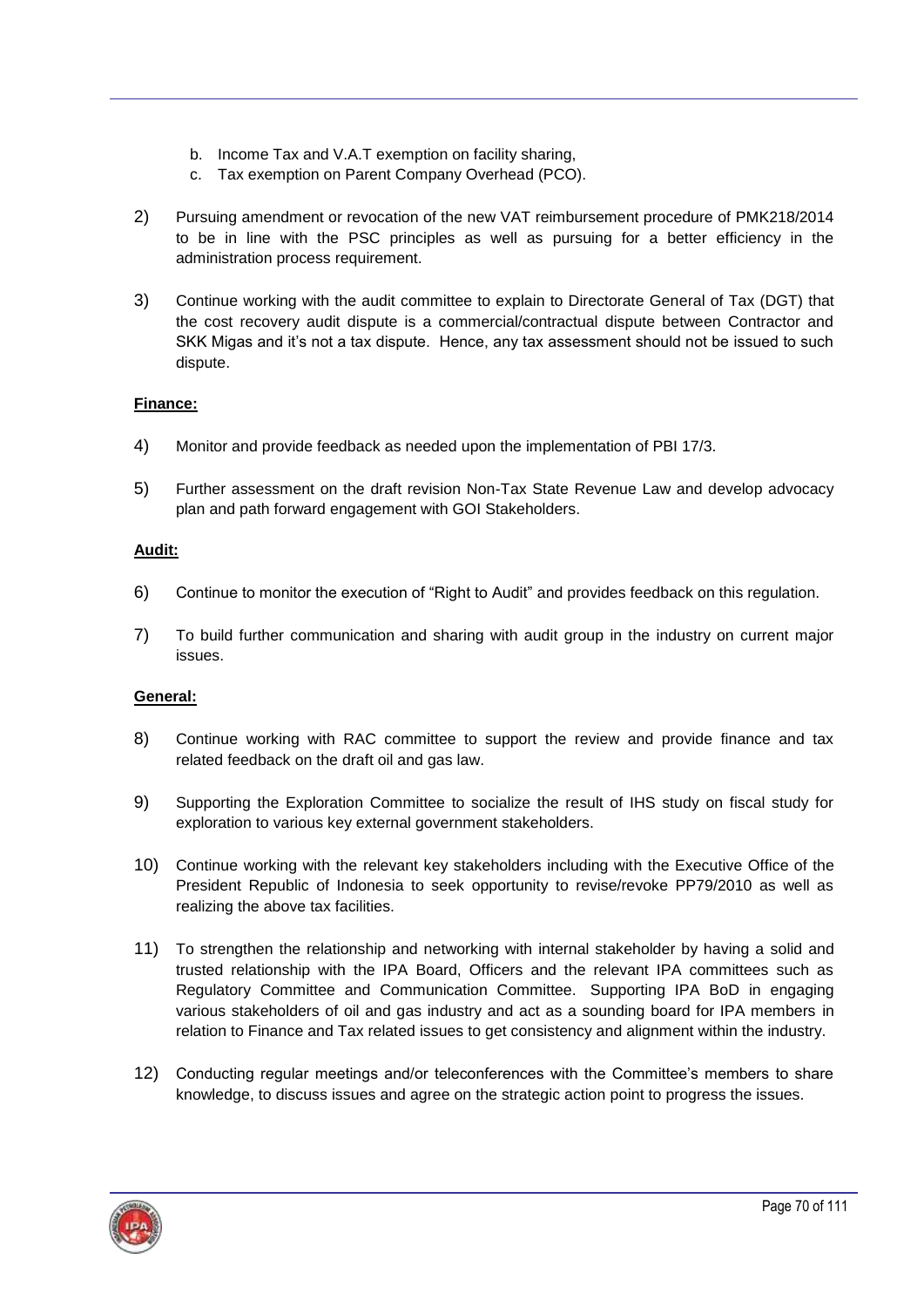b. Income Tax and V.A.T exemption on facility sharing,
c. Tax exemption on Parent Company Overhead (PCO).

2) Pursuing amendment or revocation of the new VAT reimbursement procedure of PMK218/2014 to be in line with the PSC principles as well as pursuing for a better efficiency in the administration process requirement.

3) Continue working with the audit committee to explain to Directorate General of Tax (DGT) that the cost recovery audit dispute is a commercial/contractual dispute between Contractor and SKK Migas and it's not a tax dispute. Hence, any tax assessment should not be issued to such dispute.

**Finance:**

4) Monitor and provide feedback as needed upon the implementation of PBI 17/3.

5) Further assessment on the draft revision Non-Tax State Revenue Law and develop advocacy plan and path forward engagement with GOI Stakeholders.

**Audit:**

6) Continue to monitor the execution of "Right to Audit" and provides feedback on this regulation.

7) To build further communication and sharing with audit group in the industry on current major issues.

**General:**

8) Continue working with RAC committee to support the review and provide finance and tax related feedback on the draft oil and gas law.

9) Supporting the Exploration Committee to socialize the result of IHS study on fiscal study for exploration to various key external government stakeholders.

10) Continue working with the relevant key stakeholders including with the Executive Office of the President Republic of Indonesia to seek opportunity to revise/revoke PP79/2010 as well as realizing the above tax facilities.

11) To strengthen the relationship and networking with internal stakeholder by having a solid and trusted relationship with the IPA Board, Officers and the relevant IPA committees such as Regulatory Committee and Communication Committee. Supporting IPA BoD in engaging various stakeholders of oil and gas industry and act as a sounding board for IPA members in relation to Finance and Tax related issues to get consistency and alignment within the industry.

12) Conducting regular meetings and/or teleconferences with the Committee's members to share knowledge, to discuss issues and agree on the strategic action point to progress the issues.